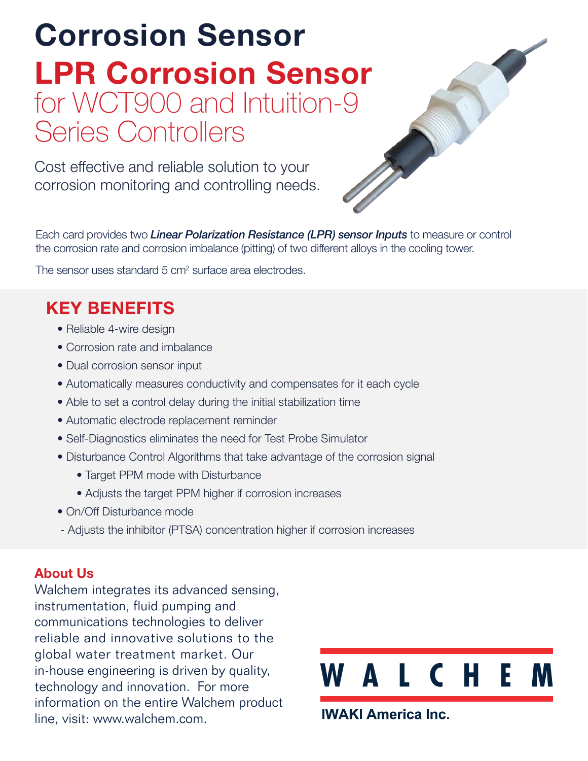# Corrosion Sensor

## LPR Corrosion Sensor

for WCT900 and Intuition-9 Series Controllers

Cost effective and reliable solution to your corrosion monitoring and controlling needs.

Each card provides two ***Linear Polarization Resistance (LPR) sensor Inputs*** to measure or control the corrosion rate and corrosion imbalance (pitting) of two different alloys in the cooling tower.

The sensor uses standard 5 $cm^2$ surface area electrodes.

## KEY BENEFITS

- Reliable 4-wire design
- Corrosion rate and imbalance
- Dual corrosion sensor input
- Automatically measures conductivity and compensates for it each cycle
- Able to set a control delay during the initial stabilization time
- Automatic electrode replacement reminder
- Self-Diagnostics eliminates the need for Test Probe Simulator
- Disturbance Control Algorithms that take advantage of the corrosion signal
  - Target PPM mode with Disturbance
  - Adjusts the target PPM higher if corrosion increases
- On/Off Disturbance mode

- Adjusts the inhibitor (PTSA) concentration higher if corrosion increases

### About Us

Walchem integrates its advanced sensing, instrumentation, fluid pumping and communications technologies to deliver reliable and innovative solutions to the global water treatment market. Our in-house engineering is driven by quality, technology and innovation. For more information on the entire Walchem product line, visit: www.walchem.com.

WALCHEM

IWAKI America Inc.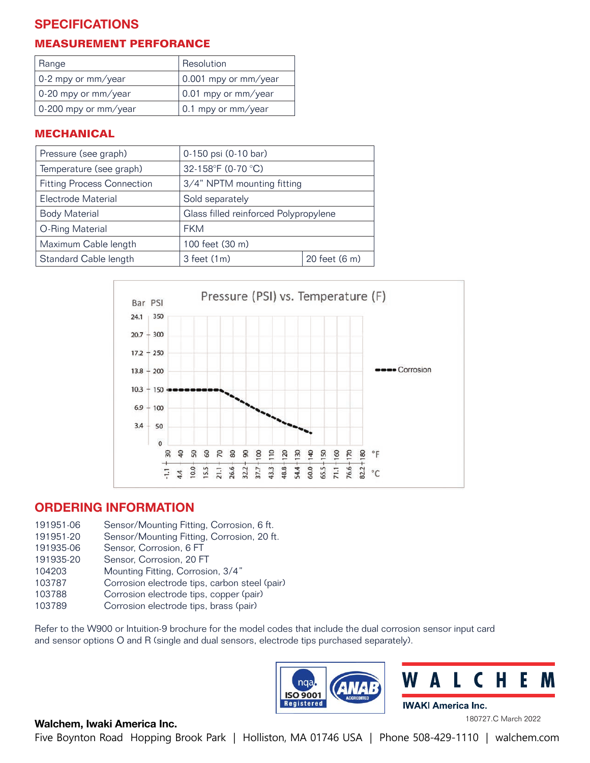# SPECIFICATIONS

## MEASUREMENT PERFORMANCE

| Range | Resolution |
|---|---|
| 0-2 mpy or mm/year | 0.001 mpy or mm/year |
| 0-20 mpy or mm/year | 0.01 mpy or mm/year |
| 0-200 mpy or mm/year | 0.1 mpy or mm/year |

## MECHANICAL

| | | |
|---|---|---|
| Pressure (see graph) | 0-150 psi (0-10 bar) | |
| Temperature (see graph) | 32-158°F (0-70 °C) | |
| Fitting Process Connection | 3/4" NPTM mounting fitting | |
| Electrode Material | Sold separately | |
| Body Material | Glass filled reinforced Polypropylene | |
| O-Ring Material | FKM | |
| Maximum Cable length | 100 feet (30 m) | |
| Standard Cable length | 3 feet (1m) | 20 feet (6 m) |

Pressure (PSI) vs. Temperature (F)

Bar PSI

24.1 350
20.7 300
17.2 250
13.8 200
10.3 150
6.9 100
3.4 50
0

°F: 30 40 50 60 70 80 90 100 110 120 130 140 150 160 170 180

°C: -1.1 4.4 10.0 15.5 21.1 26.6 32.2 37.7 43.3 48.8 54.4 60.0 65.5 71.1 76.6 82.2

Corrosion

# ORDERING INFORMATION

191951-06 Sensor/Mounting Fitting, Corrosion, 6 ft.
191951-20 Sensor/Mounting Fitting, Corrosion, 20 ft.
191935-06 Sensor, Corrosion, 6 FT
191935-20 Sensor, Corrosion, 20 FT
104203 Mounting Fitting, Corrosion, 3/4"
103787 Corrosion electrode tips, carbon steel (pair)
103788 Corrosion electrode tips, copper (pair)
103789 Corrosion electrode tips, brass (pair)

Refer to the W900 or Intuition-9 brochure for the model codes that include the dual corrosion sensor input card and sensor options O and R (single and dual sensors, electrode tips purchased separately).

nqa. ISO 9001 Registered

ANAB ACCREDITED

WALCHEM

IWAKI America Inc.

180727.C March 2022

**Walchem, Iwaki America Inc.**

Five Boynton Road Hopping Brook Park | Holliston, MA 01746 USA | Phone 508-429-1110 | walchem.com